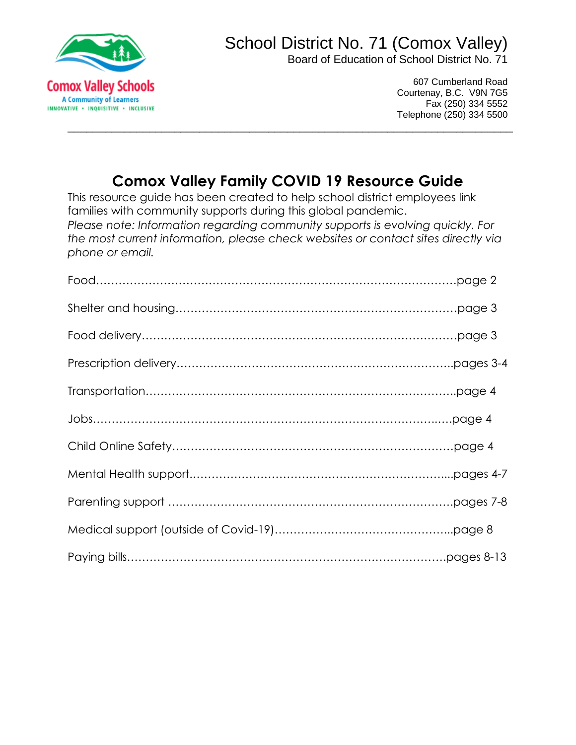Comox Valley Schools
A Community of Learners
INNOVATIVE • INQUISITIVE • INCLUSIVE

School District No. 71 (Comox Valley)
Board of Education of School District No. 71

607 Cumberland Road
Courtenay, B.C. V9N 7G5
Fax (250) 334 5552
Telephone (250) 334 5500

---

# Comox Valley Family COVID 19 Resource Guide

This resource guide has been created to help school district employees link families with community supports during this global pandemic.

*Please note: Information regarding community supports is evolving quickly. For the most current information, please check websites or contact sites directly via phone or email.*

Food………………………………………………………………………………page 2

Shelter and housing……………………………………………………………page 3

Food delivery……………………………………………………………………page 3

Prescription delivery…………………………………………………………..pages 3-4

Transportation…………………………………………………………………..page 4

Jobs………………………………………………………………………………….page 4

Child Online Safety……………………………………………………………page 4

Mental Health support……………………………………………………....pages 4-7

Parenting support …………………………………………………………….pages 7-8

Medical support (outside of Covid-19)………………………………………...page 8

Paying bills……………………………………………………………………….pages 8-13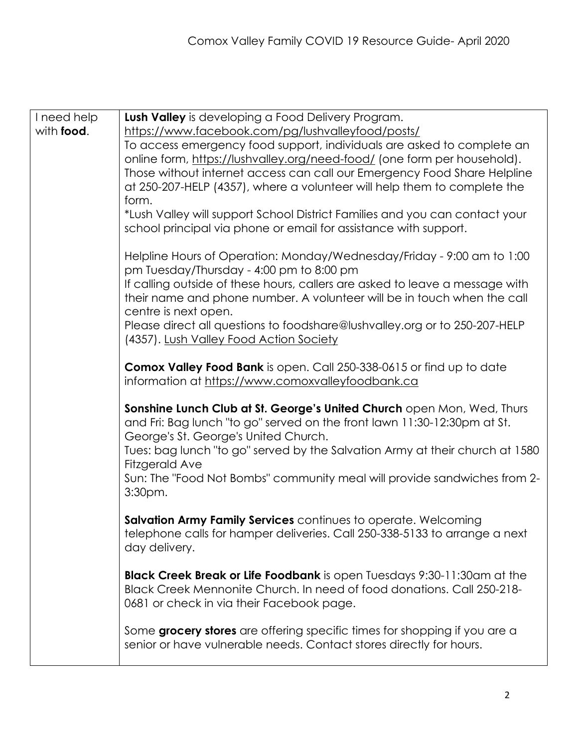| | |
|---|---|
| I need help with **food**. | **Lush Valley** is developing a Food Delivery Program. https://www.facebook.com/pg/lushvalleyfood/posts/<br>To access emergency food support, individuals are asked to complete an online form, https://lushvalley.org/need-food/ (one form per household). Those without internet access can call our Emergency Food Share Helpline at 250-207-HELP (4357), where a volunteer will help them to complete the form.<br>*Lush Valley will support School District Families and you can contact your school principal via phone or email for assistance with support.<br><br>Helpline Hours of Operation: Monday/Wednesday/Friday - 9:00 am to 1:00 pm Tuesday/Thursday - 4:00 pm to 8:00 pm<br>If calling outside of these hours, callers are asked to leave a message with their name and phone number. A volunteer will be in touch when the call centre is next open.<br>Please direct all questions to foodshare@lushvalley.org or to 250-207-HELP (4357). Lush Valley Food Action Society<br><br>**Comox Valley Food Bank** is open. Call 250-338-0615 or find up to date information at https://www.comoxvalleyfoodbank.ca<br><br>**Sonshine Lunch Club at St. George's United Church** open Mon, Wed, Thurs and Fri: Bag lunch "to go" served on the front lawn 11:30-12:30pm at St. George's St. George's United Church.<br>Tues: bag lunch "to go" served by the Salvation Army at their church at 1580 Fitzgerald Ave<br>Sun: The "Food Not Bombs" community meal will provide sandwiches from 2-3:30pm.<br><br>**Salvation Army Family Services** continues to operate. Welcoming telephone calls for hamper deliveries. Call 250-338-5133 to arrange a next day delivery.<br><br>**Black Creek Break or Life Foodbank** is open Tuesdays 9:30-11:30am at the Black Creek Mennonite Church. In need of food donations. Call 250-218-0681 or check in via their Facebook page.<br><br>Some **grocery stores** are offering specific times for shopping if you are a senior or have vulnerable needs. Contact stores directly for hours. |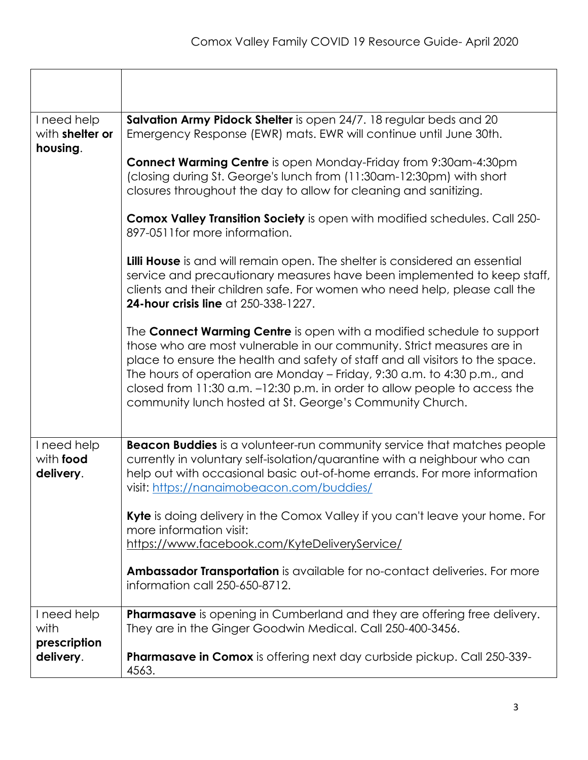| | |
|---|---|
| | |
| I need help with **shelter or housing**. | **Salvation Army Pidock Shelter** is open 24/7. 18 regular beds and 20 Emergency Response (EWR) mats. EWR will continue until June 30th.<br><br>**Connect Warming Centre** is open Monday-Friday from 9:30am-4:30pm (closing during St. George's lunch from (11:30am-12:30pm) with short closures throughout the day to allow for cleaning and sanitizing.<br><br>**Comox Valley Transition Society** is open with modified schedules. Call 250-897-0511for more information.<br><br>**Lilli House** is and will remain open. The shelter is considered an essential service and precautionary measures have been implemented to keep staff, clients and their children safe. For women who need help, please call the **24-hour crisis line** at 250-338-1227.<br><br>The **Connect Warming Centre** is open with a modified schedule to support those who are most vulnerable in our community. Strict measures are in place to ensure the health and safety of staff and all visitors to the space. The hours of operation are Monday – Friday, 9:30 a.m. to 4:30 p.m., and closed from 11:30 a.m. –12:30 p.m. in order to allow people to access the community lunch hosted at St. George's Community Church. |
| I need help with **food delivery**. | **Beacon Buddies** is a volunteer-run community service that matches people currently in voluntary self-isolation/quarantine with a neighbour who can help out with occasional basic out-of-home errands. For more information visit: https://nanaimobeacon.com/buddies/<br><br>**Kyte** is doing delivery in the Comox Valley if you can't leave your home. For more information visit: https://www.facebook.com/KyteDeliveryService/<br><br>**Ambassador Transportation** is available for no-contact deliveries. For more information call 250-650-8712. |
| I need help with **prescription delivery**. | **Pharmasave** is opening in Cumberland and they are offering free delivery. They are in the Ginger Goodwin Medical. Call 250-400-3456.<br><br>**Pharmasave in Comox** is offering next day curbside pickup. Call 250-339-4563. |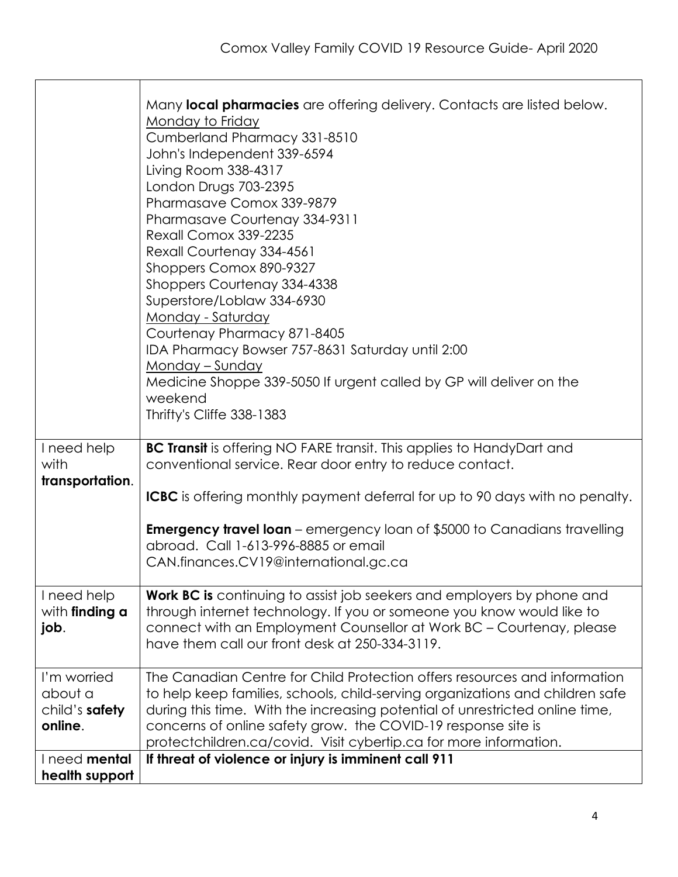| | |
|---|---|
| | Many **local pharmacies** are offering delivery. Contacts are listed below.<br>Monday to Friday<br>Cumberland Pharmacy 331-8510<br>John's Independent 339-6594<br>Living Room 338-4317<br>London Drugs 703-2395<br>Pharmasave Comox 339-9879<br>Pharmasave Courtenay 334-9311<br>Rexall Comox 339-2235<br>Rexall Courtenay 334-4561<br>Shoppers Comox 890-9327<br>Shoppers Courtenay 334-4338<br>Superstore/Loblaw 334-6930<br>Monday - Saturday<br>Courtenay Pharmacy 871-8405<br>IDA Pharmacy Bowser 757-8631 Saturday until 2:00<br>Monday – Sunday<br>Medicine Shoppe 339-5050 If urgent called by GP will deliver on the weekend<br>Thrifty's Cliffe 338-1383 |
| I need help with **transportation**. | **BC Transit** is offering NO FARE transit. This applies to HandyDart and conventional service. Rear door entry to reduce contact.<br><br>**ICBC** is offering monthly payment deferral for up to 90 days with no penalty.<br><br>**Emergency travel loan** – emergency loan of $5000 to Canadians travelling abroad. Call 1-613-996-8885 or email CAN.finances.CV19@international.gc.ca |
| I need help with **finding a job**. | **Work BC is** continuing to assist job seekers and employers by phone and through internet technology. If you or someone you know would like to connect with an Employment Counsellor at Work BC – Courtenay, please have them call our front desk at 250-334-3119. |
| I'm worried about a child's **safety online**. | The Canadian Centre for Child Protection offers resources and information to help keep families, schools, child-serving organizations and children safe during this time. With the increasing potential of unrestricted online time, concerns of online safety grow. the COVID-19 response site is protectchildren.ca/covid. Visit cybertip.ca for more information. |
| I need **mental health support** | **If threat of violence or injury is imminent call 911** |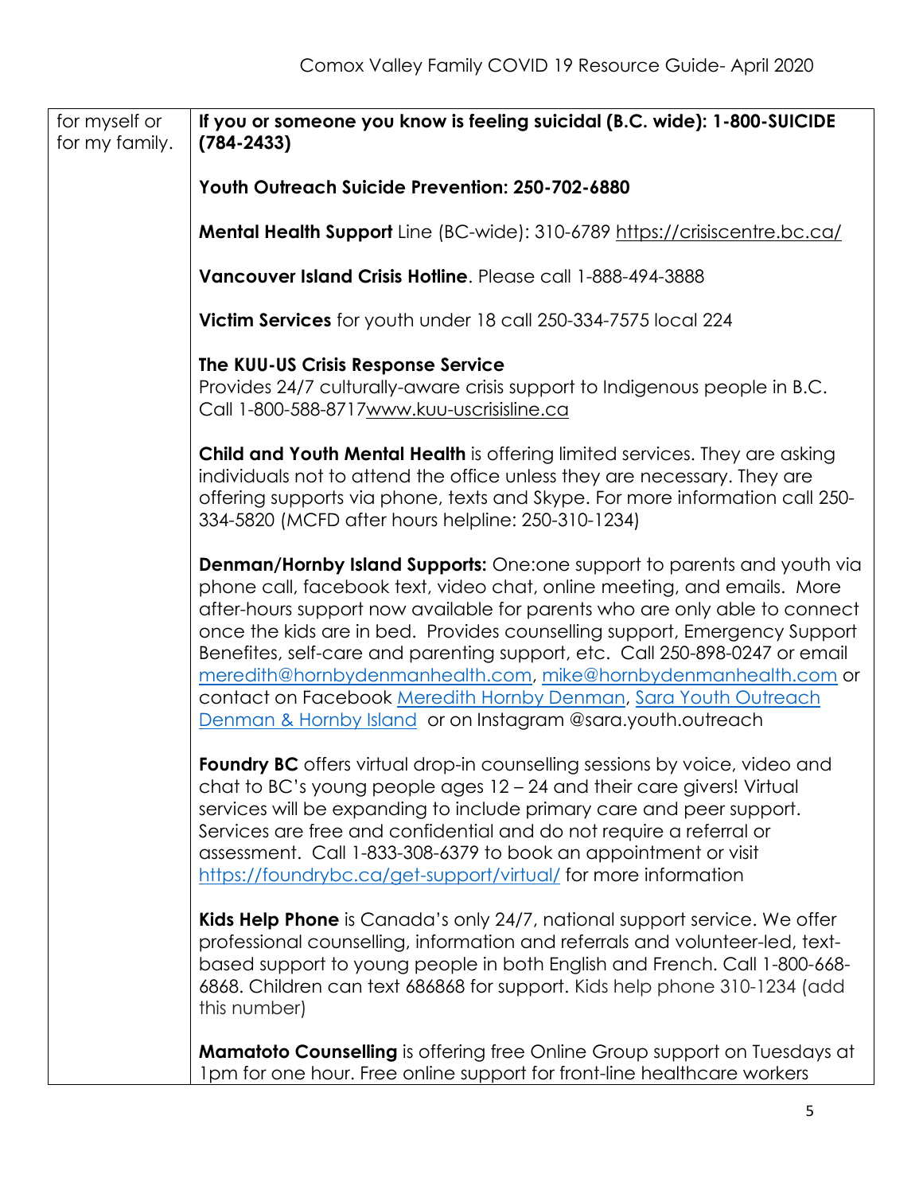| | |
|---|---|
| for myself or for my family. | **If you or someone you know is feeling suicidal (B.C. wide): 1-800-SUICIDE (784-2433)**<br><br>**Youth Outreach Suicide Prevention: 250-702-6880**<br><br>**Mental Health Support** Line (BC-wide): 310-6789 https://crisiscentre.bc.ca/<br><br>**Vancouver Island Crisis Hotline**. Please call 1-888-494-3888<br><br>**Victim Services** for youth under 18 call 250-334-7575 local 224<br><br>**The KUU-US Crisis Response Service**<br>Provides 24/7 culturally-aware crisis support to Indigenous people in B.C. Call 1-800-588-8717www.kuu-uscrisisline.ca<br><br>**Child and Youth Mental Health** is offering limited services. They are asking individuals not to attend the office unless they are necessary. They are offering supports via phone, texts and Skype. For more information call 250-334-5820 (MCFD after hours helpline: 250-310-1234)<br><br>**Denman/Hornby Island Supports:** One:one support to parents and youth via phone call, facebook text, video chat, online meeting, and emails. More after-hours support now available for parents who are only able to connect once the kids are in bed. Provides counselling support, Emergency Support Benefites, self-care and parenting support, etc. Call 250-898-0247 or email meredith@hornbydenmanhealth.com, mike@hornbydenmanhealth.com or contact on Facebook Meredith Hornby Denman, Sara Youth Outreach Denman & Hornby Island or on Instagram @sara.youth.outreach<br><br>**Foundry BC** offers virtual drop-in counselling sessions by voice, video and chat to BC's young people ages 12 – 24 and their care givers! Virtual services will be expanding to include primary care and peer support. Services are free and confidential and do not require a referral or assessment. Call 1-833-308-6379 to book an appointment or visit https://foundrybc.ca/get-support/virtual/ for more information<br><br>**Kids Help Phone** is Canada's only 24/7, national support service. We offer professional counselling, information and referrals and volunteer-led, text-based support to young people in both English and French. Call 1-800-668-6868. Children can text 686868 for support. Kids help phone 310-1234 (add this number)<br><br>**Mamatoto Counselling** is offering free Online Group support on Tuesdays at 1pm for one hour. Free online support for front-line healthcare workers |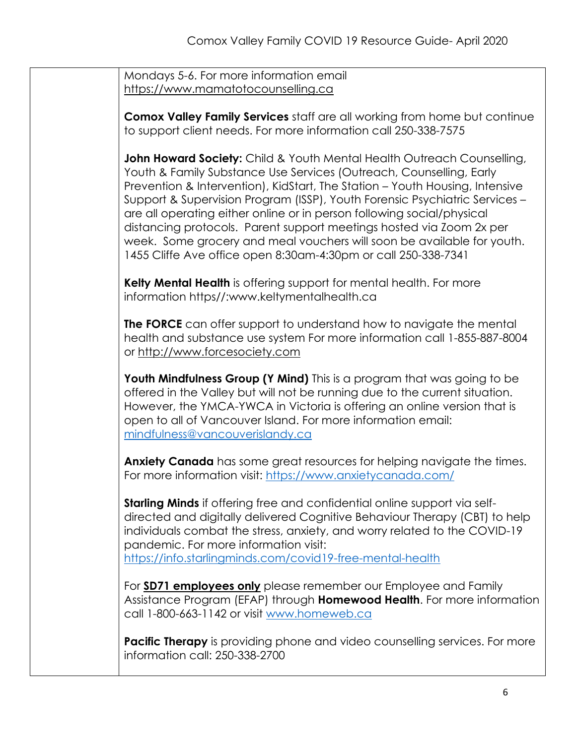| | |
|---|---|
| | Mondays 5-6. For more information email https://www.mamatotocounselling.ca<br><br>**Comox Valley Family Services** staff are all working from home but continue to support client needs. For more information call 250-338-7575<br><br>**John Howard Society:** Child & Youth Mental Health Outreach Counselling, Youth & Family Substance Use Services (Outreach, Counselling, Early Prevention & Intervention), KidStart, The Station – Youth Housing, Intensive Support & Supervision Program (ISSP), Youth Forensic Psychiatric Services – are all operating either online or in person following social/physical distancing protocols. Parent support meetings hosted via Zoom 2x per week. Some grocery and meal vouchers will soon be available for youth. 1455 Cliffe Ave office open 8:30am-4:30pm or call 250-338-7341<br><br>**Kelty Mental Health** is offering support for mental health. For more information https//:www.keltymentalhealth.ca<br><br>**The FORCE** can offer support to understand how to navigate the mental health and substance use system For more information call 1-855-887-8004 or http://www.forcesociety.com<br><br>**Youth Mindfulness Group (Y Mind)** This is a program that was going to be offered in the Valley but will not be running due to the current situation. However, the YMCA-YWCA in Victoria is offering an online version that is open to all of Vancouver Island. For more information email: mindfulness@vancouverislandy.ca<br><br>**Anxiety Canada** has some great resources for helping navigate the times. For more information visit: https://www.anxietycanada.com/<br><br>**Starling Minds** if offering free and confidential online support via self-directed and digitally delivered Cognitive Behaviour Therapy (CBT) to help individuals combat the stress, anxiety, and worry related to the COVID-19 pandemic. For more information visit: https://info.starlingminds.com/covid19-free-mental-health<br><br>For **SD71 employees only** please remember our Employee and Family Assistance Program (EFAP) through **Homewood Health**. For more information call 1-800-663-1142 or visit www.homeweb.ca<br><br>**Pacific Therapy** is providing phone and video counselling services. For more information call: 250-338-2700 |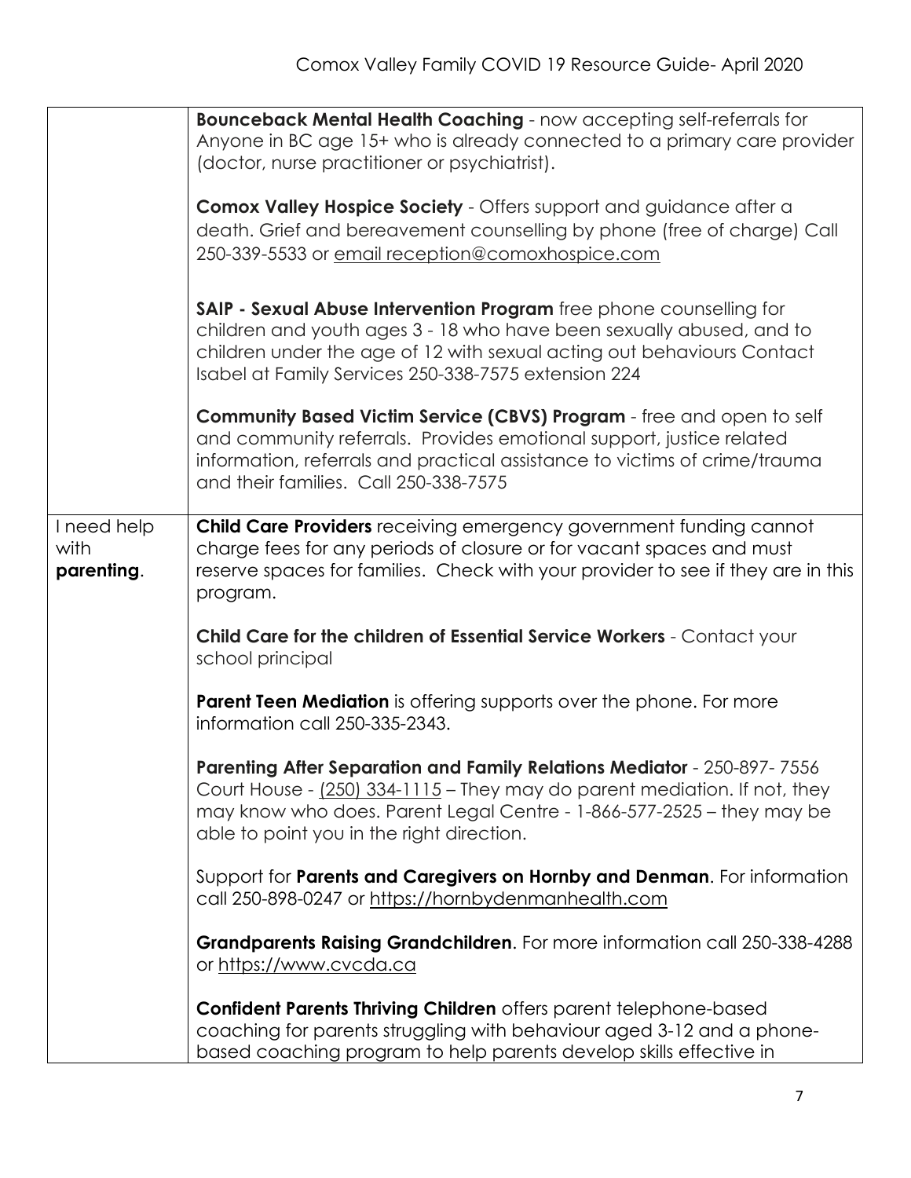| | |
|---|---|
| | **Bounceback Mental Health Coaching** - now accepting self-referrals for Anyone in BC age 15+ who is already connected to a primary care provider (doctor, nurse practitioner or psychiatrist).<br><br>**Comox Valley Hospice Society** - Offers support and guidance after a death. Grief and bereavement counselling by phone (free of charge) Call 250-339-5533 or email reception@comoxhospice.com<br><br>**SAIP - Sexual Abuse Intervention Program** free phone counselling for children and youth ages 3 - 18 who have been sexually abused, and to children under the age of 12 with sexual acting out behaviours Contact Isabel at Family Services 250-338-7575 extension 224<br><br>**Community Based Victim Service (CBVS) Program** - free and open to self and community referrals. Provides emotional support, justice related information, referrals and practical assistance to victims of crime/trauma and their families. Call 250-338-7575 |
| I need help with **parenting**. | **Child Care Providers** receiving emergency government funding cannot charge fees for any periods of closure or for vacant spaces and must reserve spaces for families. Check with your provider to see if they are in this program.<br><br>**Child Care for the children of Essential Service Workers** - Contact your school principal<br><br>**Parent Teen Mediation** is offering supports over the phone. For more information call 250-335-2343.<br><br>**Parenting After Separation and Family Relations Mediator** - 250-897- 7556 Court House - (250) 334-1115 – They may do parent mediation. If not, they may know who does. Parent Legal Centre - 1-866-577-2525 – they may be able to point you in the right direction.<br><br>Support for **Parents and Caregivers on Hornby and Denman**. For information call 250-898-0247 or https://hornbydenmanhealth.com<br><br>**Grandparents Raising Grandchildren**. For more information call 250-338-4288 or https://www.cvcda.ca<br><br>**Confident Parents Thriving Children** offers parent telephone-based coaching for parents struggling with behaviour aged 3-12 and a phone-based coaching program to help parents develop skills effective in |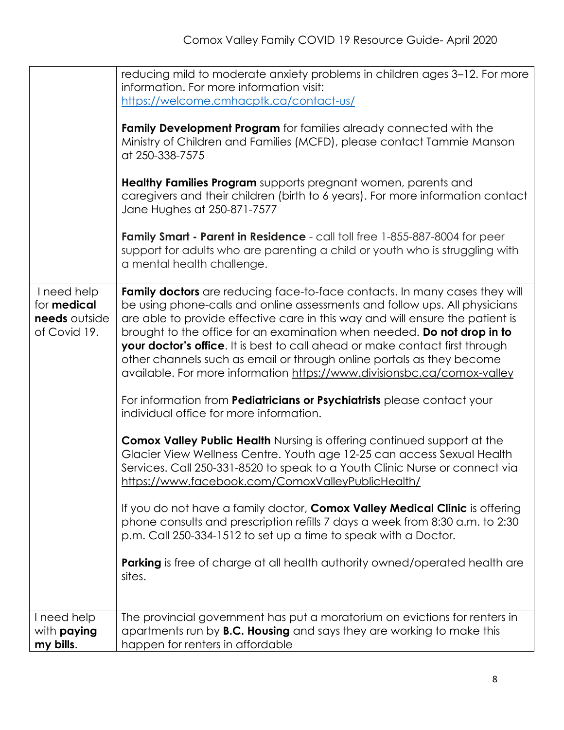| | |
|---|---|
| | reducing mild to moderate anxiety problems in children ages 3–12. For more information. For more information visit: https://welcome.cmhacptk.ca/contact-us/<br><br>**Family Development Program** for families already connected with the Ministry of Children and Families (MCFD), please contact Tammie Manson at 250-338-7575<br><br>**Healthy Families Program** supports pregnant women, parents and caregivers and their children (birth to 6 years). For more information contact Jane Hughes at 250-871-7577<br><br>**Family Smart - Parent in Residence** - call toll free 1-855-887-8004 for peer support for adults who are parenting a child or youth who is struggling with a mental health challenge. |
| I need help for **medical needs** outside of Covid 19. | **Family doctors** are reducing face-to-face contacts. In many cases they will be using phone-calls and online assessments and follow ups. All physicians are able to provide effective care in this way and will ensure the patient is brought to the office for an examination when needed. **Do not drop in to your doctor's office**. It is best to call ahead or make contact first through other channels such as email or through online portals as they become available. For more information https://www.divisionsbc.ca/comox-valley<br><br>For information from **Pediatricians or Psychiatrists** please contact your individual office for more information.<br><br>**Comox Valley Public Health** Nursing is offering continued support at the Glacier View Wellness Centre. Youth age 12-25 can access Sexual Health Services. Call 250-331-8520 to speak to a Youth Clinic Nurse or connect via https://www.facebook.com/ComoxValleyPublicHealth/<br><br>If you do not have a family doctor, **Comox Valley Medical Clinic** is offering phone consults and prescription refills 7 days a week from 8:30 a.m. to 2:30 p.m. Call 250-334-1512 to set up a time to speak with a Doctor.<br><br>**Parking** is free of charge at all health authority owned/operated health are sites. |
| I need help with **paying my bills**. | The provincial government has put a moratorium on evictions for renters in apartments run by **B.C. Housing** and says they are working to make this happen for renters in affordable |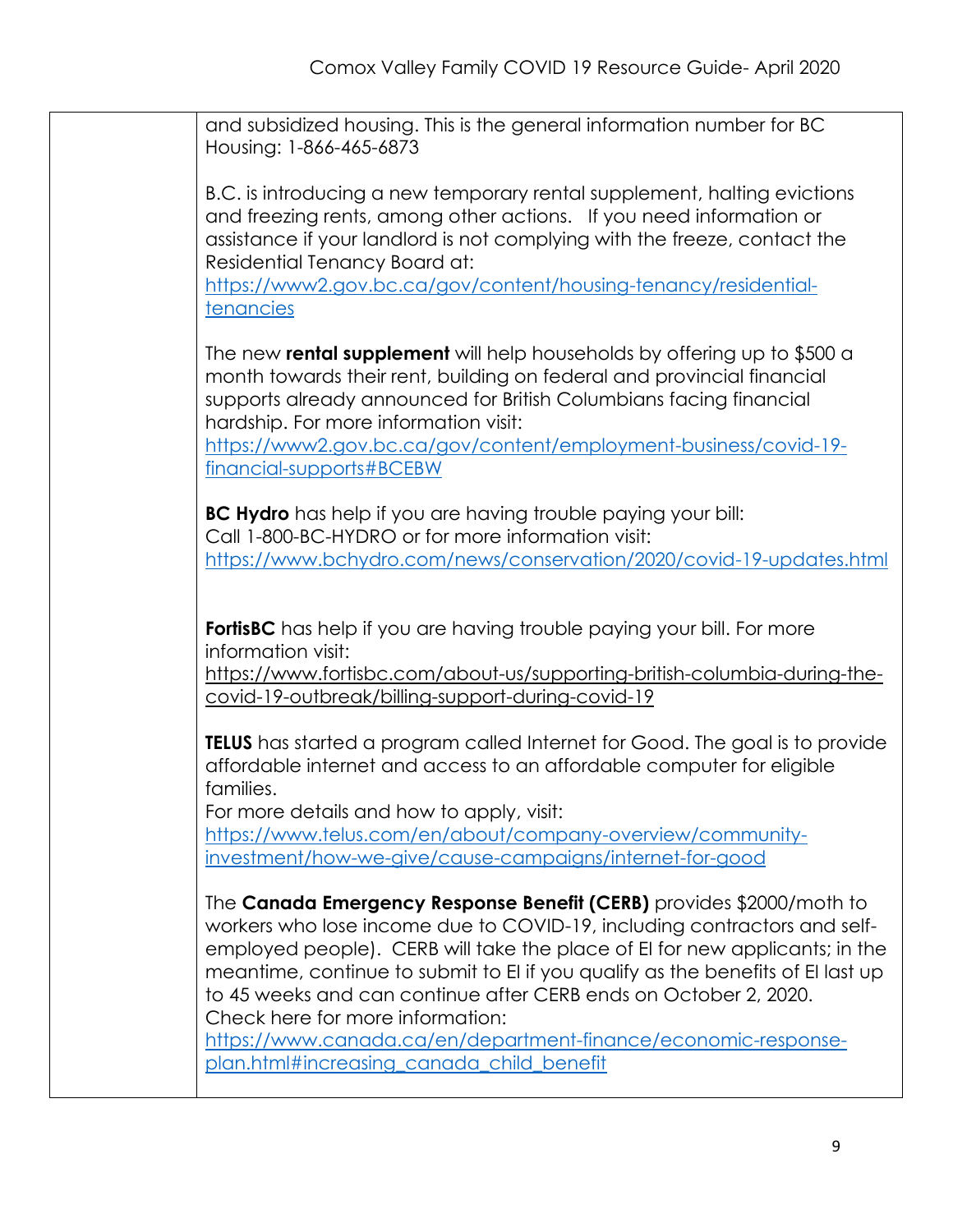| | |
|---|---|
| | and subsidized housing. This is the general information number for BC Housing: 1-866-465-6873<br><br>B.C. is introducing a new temporary rental supplement, halting evictions and freezing rents, among other actions. If you need information or assistance if your landlord is not complying with the freeze, contact the Residential Tenancy Board at: https://www2.gov.bc.ca/gov/content/housing-tenancy/residential-tenancies<br><br>The new **rental supplement** will help households by offering up to $500 a month towards their rent, building on federal and provincial financial supports already announced for British Columbians facing financial hardship. For more information visit: https://www2.gov.bc.ca/gov/content/employment-business/covid-19-financial-supports#BCEBW<br><br>**BC Hydro** has help if you are having trouble paying your bill: Call 1-800-BC-HYDRO or for more information visit: https://www.bchydro.com/news/conservation/2020/covid-19-updates.html<br><br>**FortisBC** has help if you are having trouble paying your bill. For more information visit: https://www.fortisbc.com/about-us/supporting-british-columbia-during-the-covid-19-outbreak/billing-support-during-covid-19<br><br>**TELUS** has started a program called Internet for Good. The goal is to provide affordable internet and access to an affordable computer for eligible families. For more details and how to apply, visit: https://www.telus.com/en/about/company-overview/community-investment/how-we-give/cause-campaigns/internet-for-good<br><br>The **Canada Emergency Response Benefit (CERB)** provides $2000/moth to workers who lose income due to COVID-19, including contractors and self-employed people). CERB will take the place of EI for new applicants; in the meantime, continue to submit to EI if you qualify as the benefits of EI last up to 45 weeks and can continue after CERB ends on October 2, 2020. Check here for more information: https://www.canada.ca/en/department-finance/economic-response-plan.html#increasing_canada_child_benefit |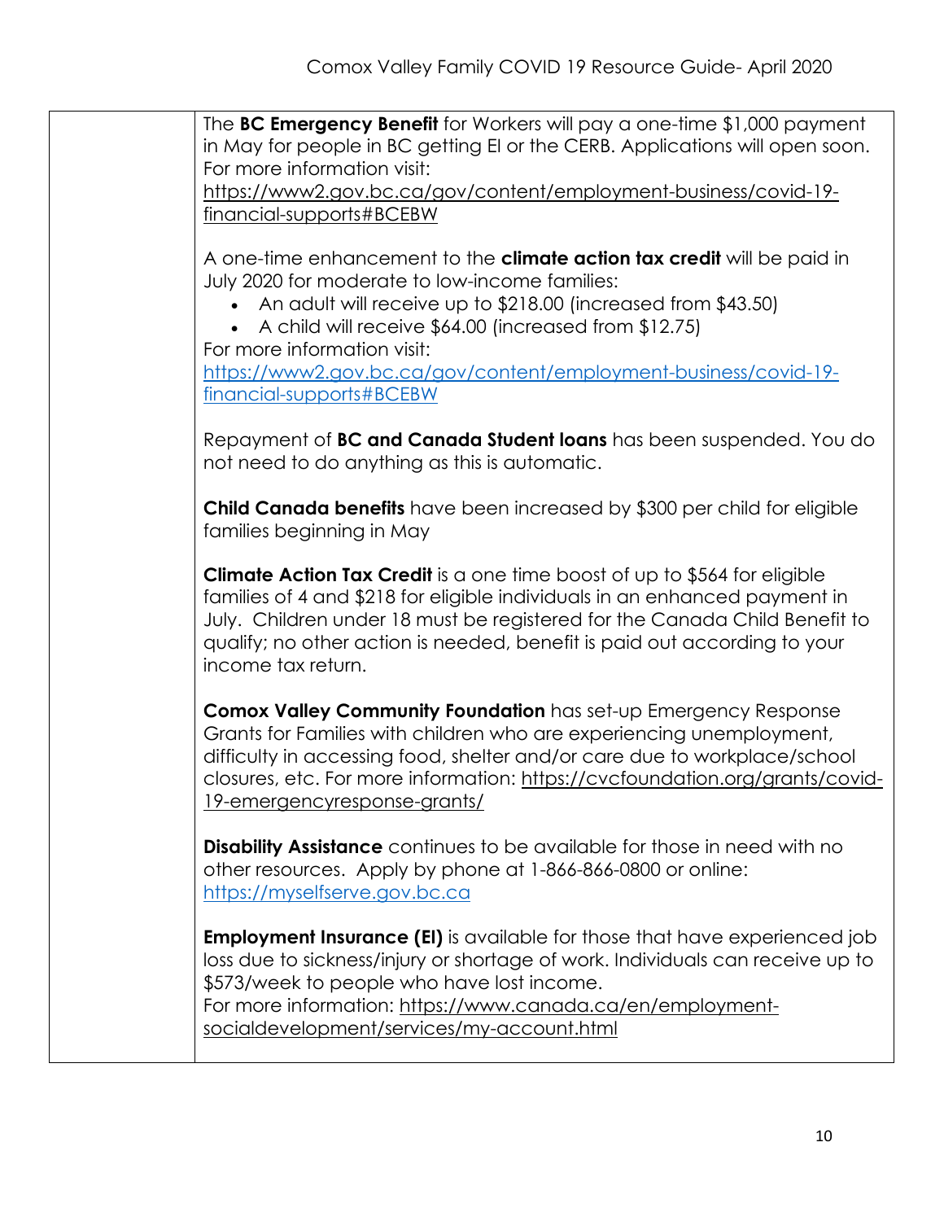| | |
|---|---|
| | The **BC Emergency Benefit** for Workers will pay a one-time $1,000 payment in May for people in BC getting EI or the CERB. Applications will open soon. For more information visit: https://www2.gov.bc.ca/gov/content/employment-business/covid-19-financial-supports#BCEBW<br><br>A one-time enhancement to the **climate action tax credit** will be paid in July 2020 for moderate to low-income families:<br>• An adult will receive up to $218.00 (increased from $43.50)<br>• A child will receive $64.00 (increased from $12.75)<br>For more information visit: https://www2.gov.bc.ca/gov/content/employment-business/covid-19-financial-supports#BCEBW<br><br>Repayment of **BC and Canada Student loans** has been suspended. You do not need to do anything as this is automatic.<br><br>**Child Canada benefits** have been increased by $300 per child for eligible families beginning in May<br><br>**Climate Action Tax Credit** is a one time boost of up to $564 for eligible families of 4 and $218 for eligible individuals in an enhanced payment in July. Children under 18 must be registered for the Canada Child Benefit to qualify; no other action is needed, benefit is paid out according to your income tax return.<br><br>**Comox Valley Community Foundation** has set-up Emergency Response Grants for Families with children who are experiencing unemployment, difficulty in accessing food, shelter and/or care due to workplace/school closures, etc. For more information: https://cvcfoundation.org/grants/covid-19-emergencyresponse-grants/<br><br>**Disability Assistance** continues to be available for those in need with no other resources. Apply by phone at 1-866-866-0800 or online: https://myselfserve.gov.bc.ca<br><br>**Employment Insurance (EI)** is available for those that have experienced job loss due to sickness/injury or shortage of work. Individuals can receive up to $573/week to people who have lost income.<br>For more information: https://www.canada.ca/en/employment-socialdevelopment/services/my-account.html |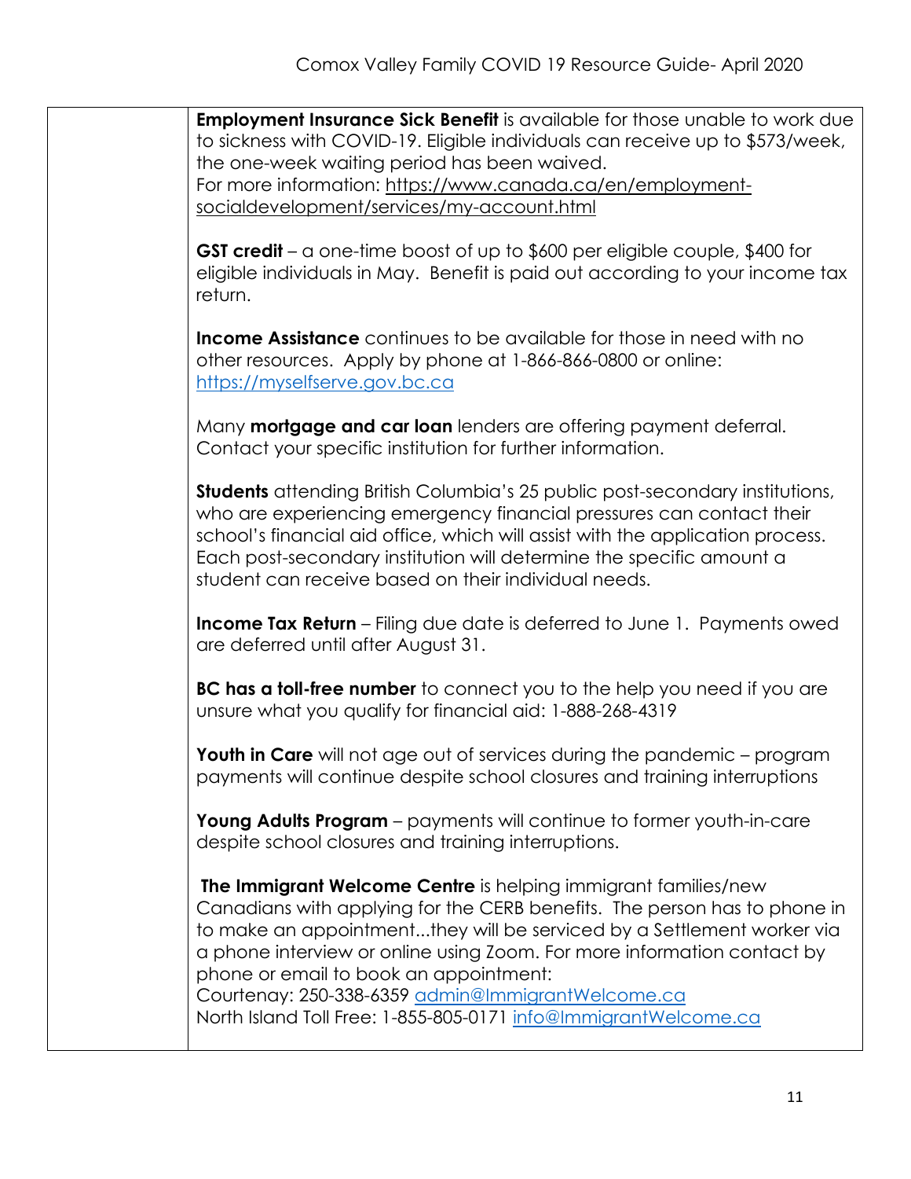| | |
|---|---|
| | **Employment Insurance Sick Benefit** is available for those unable to work due to sickness with COVID-19. Eligible individuals can receive up to $573/week, the one-week waiting period has been waived.<br>For more information: https://www.canada.ca/en/employment-socialdevelopment/services/my-account.html<br><br>**GST credit** – a one-time boost of up to $600 per eligible couple, $400 for eligible individuals in May. Benefit is paid out according to your income tax return.<br><br>**Income Assistance** continues to be available for those in need with no other resources. Apply by phone at 1-866-866-0800 or online: https://myselfserve.gov.bc.ca<br><br>Many **mortgage and car loan** lenders are offering payment deferral. Contact your specific institution for further information.<br><br>**Students** attending British Columbia's 25 public post-secondary institutions, who are experiencing emergency financial pressures can contact their school's financial aid office, which will assist with the application process. Each post-secondary institution will determine the specific amount a student can receive based on their individual needs.<br><br>**Income Tax Return** – Filing due date is deferred to June 1. Payments owed are deferred until after August 31.<br><br>**BC has a toll-free number** to connect you to the help you need if you are unsure what you qualify for financial aid: 1-888-268-4319<br><br>**Youth in Care** will not age out of services during the pandemic – program payments will continue despite school closures and training interruptions<br><br>**Young Adults Program** – payments will continue to former youth-in-care despite school closures and training interruptions.<br><br>**The Immigrant Welcome Centre** is helping immigrant families/new Canadians with applying for the CERB benefits. The person has to phone in to make an appointment...they will be serviced by a Settlement worker via a phone interview or online using Zoom. For more information contact by phone or email to book an appointment:<br>Courtenay: 250-338-6359 admin@ImmigrantWelcome.ca<br>North Island Toll Free: 1-855-805-0171 info@ImmigrantWelcome.ca |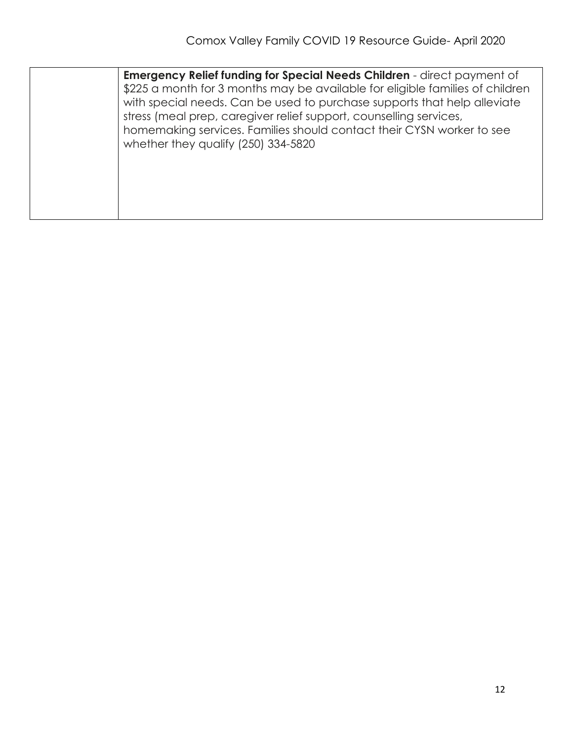| | |
|---|---|
| | **Emergency Relief funding for Special Needs Children** - direct payment of $225 a month for 3 months may be available for eligible families of children with special needs. Can be used to purchase supports that help alleviate stress (meal prep, caregiver relief support, counselling services, homemaking services. Families should contact their CYSN worker to see whether they qualify (250) 334-5820 |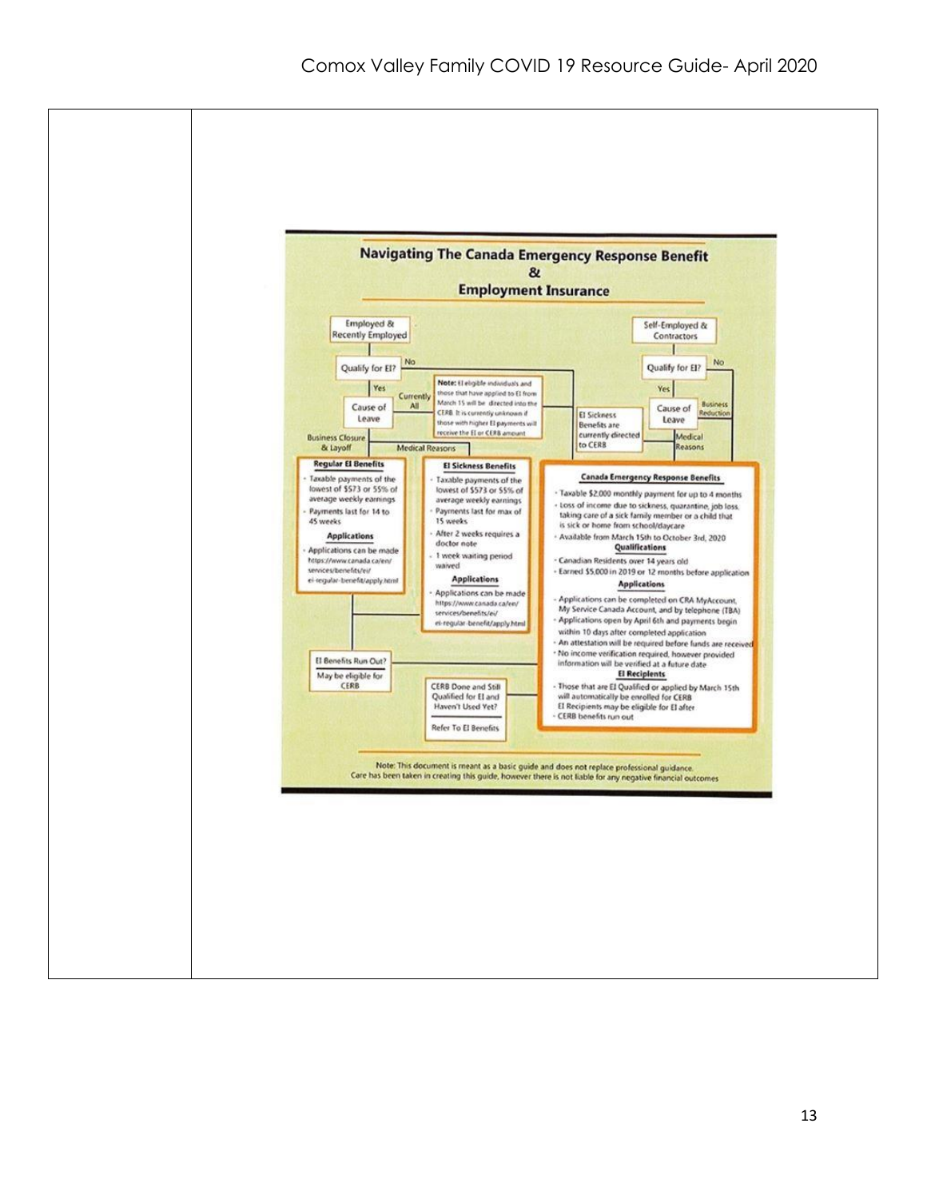# Navigating The Canada Emergency Response Benefit & Employment Insurance

Employed & Recently Employed

Qualify for EI? — No / Yes

Cause of Leave — Currently All

Business Closure & Layoff

Medical Reasons

**Note:** EI eligible individuals and those that have applied to EI from March 15 will be directed into the CERB. It is currently unknown if those with higher EI payments will receive the EI or CERB amount

Self-Employed & Contractors

Qualify for EI? — No / Yes

Cause of Leave

Business Reduction

Medical Reasons

EI Sickness Benefits are currently directed to CERB

## Regular EI Benefits

- Taxable payments of the lowest of $573 or 55% of average weekly earnings
- Payments last for 14 to 45 weeks

### Applications

- Applications can be made https://www.canada.ca/en/services/benefits/ei/ei-regular-benefit/apply.html

## EI Sickness Benefits

- Taxable payments of the lowest of $573 or 55% of average weekly earnings
- Payments last for max of 15 weeks
- After 2 weeks requires a doctor note
- 1 week waiting period waived

### Applications

- Applications can be made https://www.canada.ca/en/services/benefits/ei/ei-regular-benefit/apply.html

## Canada Emergency Response Benefits

- Taxable $2,000 monthly payment for up to 4 months
- Loss of income due to sickness, quarantine, job loss, taking care of a sick family member or a child that is sick or home from school/daycare
- Available from March 15th to October 3rd, 2020

### Qualifications

- Canadian Residents over 14 years old
- Earned $5,000 in 2019 or 12 months before application

### Applications

- Applications can be completed on CRA MyAccount, My Service Canada Account, and by telephone (TBA)
- Applications open by April 6th and payments begin within 10 days after completed application
- An attestation will be required before funds are received
- No income verification required, however provided information will be verified at a future date

### EI Recipients

- Those that are EI Qualified or applied by March 15th will automatically be enrolled for CERB
- EI Recipients may be eligible for EI after CERB benefits run out

EI Benefits Run Out?

May be eligible for CERB

CERB Done and Still Qualified for EI and Haven't Used Yet?

Refer To EI Benefits

Note: This document is meant as a basic guide and does not replace professional guidance. Care has been taken in creating this guide, however there is not liable for any negative financial outcomes